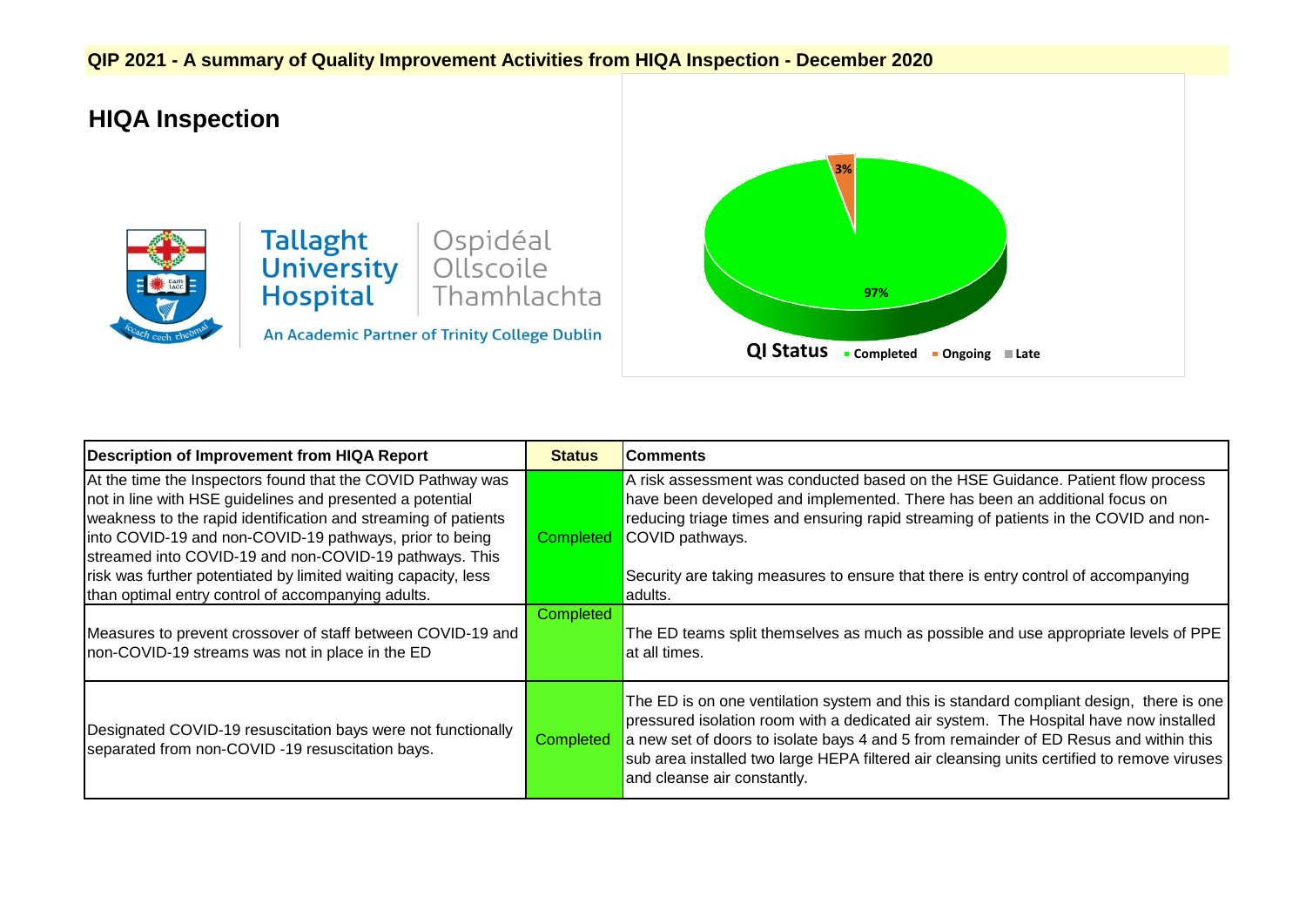# QIP 2021 - A summary of Quality Improvement Activities from HIQA Inspection - December 2020

## HIQA Inspection

Tallaght University Hospital
Ospidéal Ollscoile Thamhlachta
An Academic Partner of Trinity College Dublin

QI Status: Completed 97%; Ongoing 3%; Late

| Description of Improvement from HIQA Report | Status | Comments |
|---|---|---|
| At the time the Inspectors found that the COVID Pathway was not in line with HSE guidelines and presented a potential weakness to the rapid identification and streaming of patients into COVID-19 and non-COVID-19 pathways, prior to being streamed into COVID-19 and non-COVID-19 pathways. This risk was further potentiated by limited waiting capacity, less than optimal entry control of accompanying adults. | Completed | A risk assessment was conducted based on the HSE Guidance. Patient flow process have been developed and implemented. There has been an additional focus on reducing triage times and ensuring rapid streaming of patients in the COVID and non-COVID pathways.<br><br>Security are taking measures to ensure that there is entry control of accompanying adults. |
| Measures to prevent crossover of staff between COVID-19 and non-COVID-19 streams was not in place in the ED | Completed | The ED teams split themselves as much as possible and use appropriate levels of PPE at all times. |
| Designated COVID-19 resuscitation bays were not functionally separated from non-COVID -19 resuscitation bays. | Completed | The ED is on one ventilation system and this is standard compliant design, there is one pressured isolation room with a dedicated air system. The Hospital have now installed a new set of doors to isolate bays 4 and 5 from remainder of ED Resus and within this sub area installed two large HEPA filtered air cleansing units certified to remove viruses and cleanse air constantly. |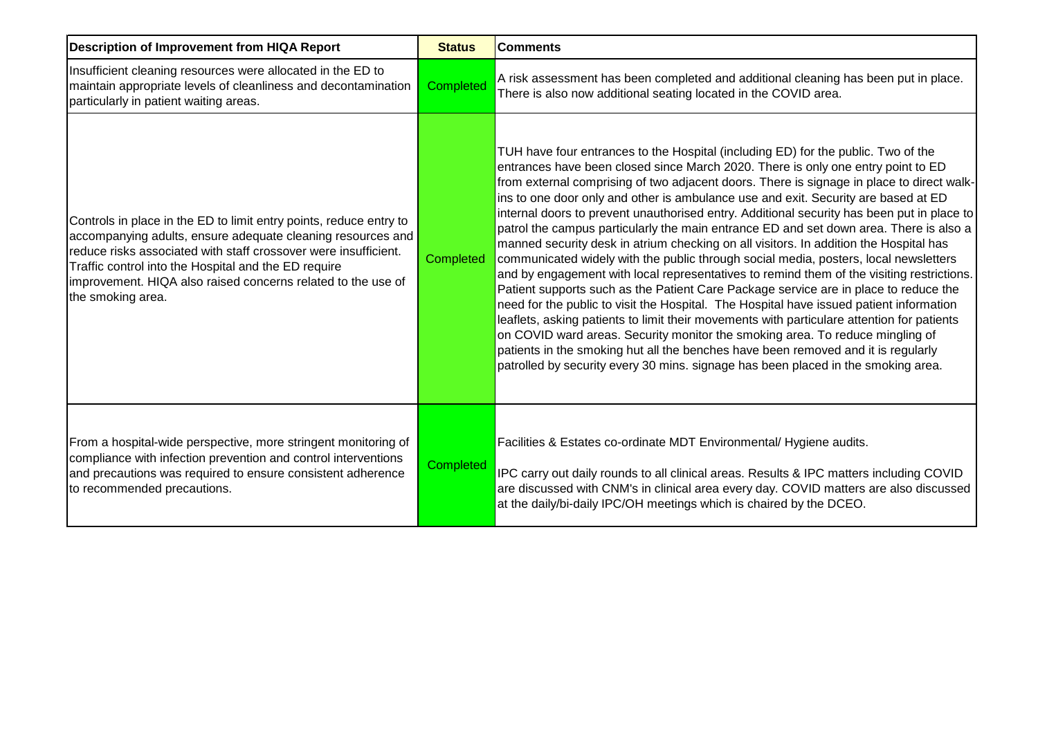| Description of Improvement from HIQA Report | Status | Comments |
|---|---|---|
| Insufficient cleaning resources were allocated in the ED to maintain appropriate levels of cleanliness and decontamination particularly in patient waiting areas. | Completed | A risk assessment has been completed and additional cleaning has been put in place. There is also now additional seating located in the COVID area. |
| Controls in place in the ED to limit entry points, reduce entry to accompanying adults, ensure adequate cleaning resources and reduce risks associated with staff crossover were insufficient. Traffic control into the Hospital and the ED require improvement. HIQA also raised concerns related to the use of the smoking area. | Completed | TUH have four entrances to the Hospital (including ED) for the public. Two of the entrances have been closed since March 2020. There is only one entry point to ED from external comprising of two adjacent doors. There is signage in place to direct walk-ins to one door only and other is ambulance use and exit. Security are based at ED internal doors to prevent unauthorised entry. Additional security has been put in place to patrol the campus particularly the main entrance ED and set down area. There is also a manned security desk in atrium checking on all visitors. In addition the Hospital has communicated widely with the public through social media, posters, local newsletters and by engagement with local representatives to remind them of the visiting restrictions. Patient supports such as the Patient Care Package service are in place to reduce the need for the public to visit the Hospital. The Hospital have issued patient information leaflets, asking patients to limit their movements with particulare attention for patients on COVID ward areas. Security monitor the smoking area. To reduce mingling of patients in the smoking hut all the benches have been removed and it is regularly patrolled by security every 30 mins. signage has been placed in the smoking area. |
| From a hospital-wide perspective, more stringent monitoring of compliance with infection prevention and control interventions and precautions was required to ensure consistent adherence to recommended precautions. | Completed | Facilities & Estates co-ordinate MDT Environmental/ Hygiene audits.<br><br>IPC carry out daily rounds to all clinical areas. Results & IPC matters including COVID are discussed with CNM's in clinical area every day. COVID matters are also discussed at the daily/bi-daily IPC/OH meetings which is chaired by the DCEO. |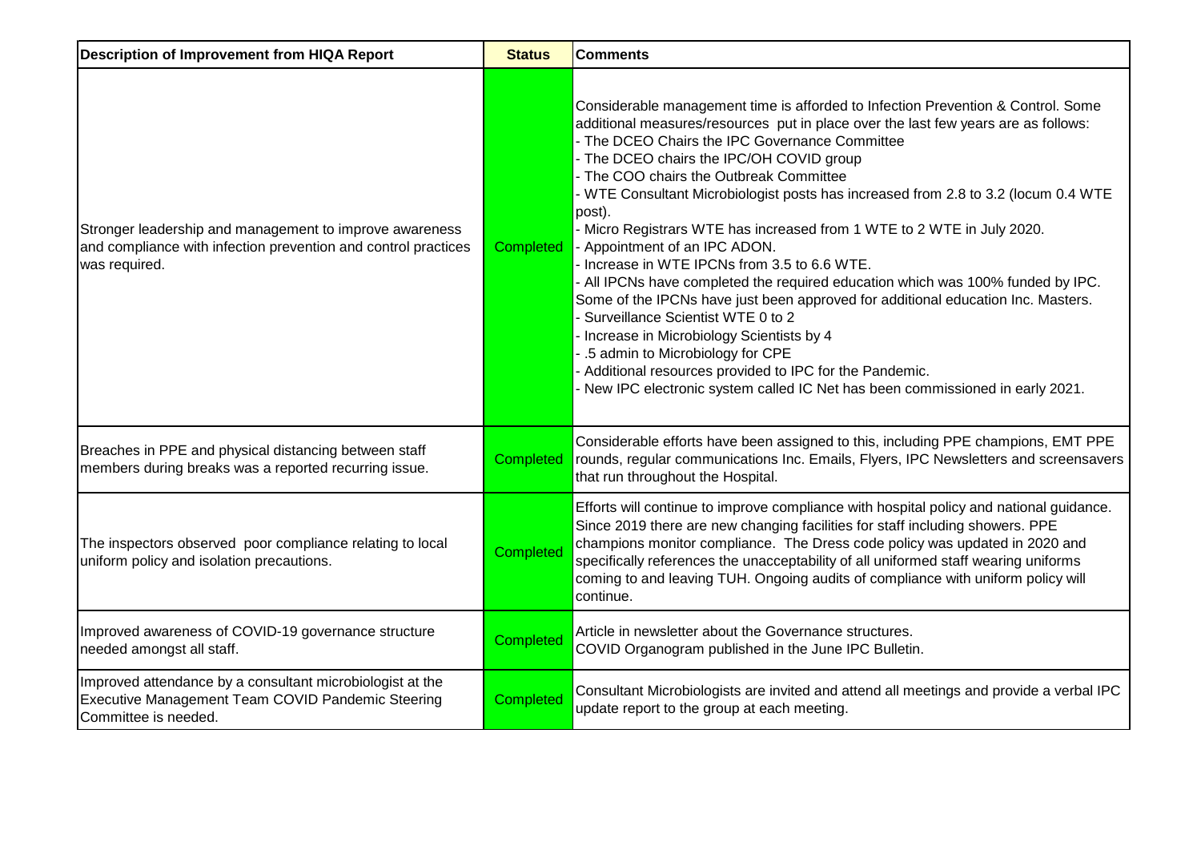| Description of Improvement from HIQA Report | Status | Comments |
|---|---|---|
| Stronger leadership and management to improve awareness and compliance with infection prevention and control practices was required. | Completed | Considerable management time is afforded to Infection Prevention & Control. Some additional measures/resources put in place over the last few years are as follows:<br>- The DCEO Chairs the IPC Governance Committee<br>- The DCEO chairs the IPC/OH COVID group<br>- The COO chairs the Outbreak Committee<br>- WTE Consultant Microbiologist posts has increased from 2.8 to 3.2 (locum 0.4 WTE post).<br>- Micro Registrars WTE has increased from 1 WTE to 2 WTE in July 2020.<br>- Appointment of an IPC ADON.<br>- Increase in WTE IPCNs from 3.5 to 6.6 WTE.<br>- All IPCNs have completed the required education which was 100% funded by IPC. Some of the IPCNs have just been approved for additional education Inc. Masters.<br>- Surveillance Scientist WTE 0 to 2<br>- Increase in Microbiology Scientists by 4<br>- .5 admin to Microbiology for CPE<br>- Additional resources provided to IPC for the Pandemic.<br>- New IPC electronic system called IC Net has been commissioned in early 2021. |
| Breaches in PPE and physical distancing between staff members during breaks was a reported recurring issue. | Completed | Considerable efforts have been assigned to this, including PPE champions, EMT PPE rounds, regular communications Inc. Emails, Flyers, IPC Newsletters and screensavers that run throughout the Hospital. |
| The inspectors observed poor compliance relating to local uniform policy and isolation precautions. | Completed | Efforts will continue to improve compliance with hospital policy and national guidance. Since 2019 there are new changing facilities for staff including showers. PPE champions monitor compliance. The Dress code policy was updated in 2020 and specifically references the unacceptability of all uniformed staff wearing uniforms coming to and leaving TUH. Ongoing audits of compliance with uniform policy will continue. |
| Improved awareness of COVID-19 governance structure needed amongst all staff. | Completed | Article in newsletter about the Governance structures.<br>COVID Organogram published in the June IPC Bulletin. |
| Improved attendance by a consultant microbiologist at the Executive Management Team COVID Pandemic Steering Committee is needed. | Completed | Consultant Microbiologists are invited and attend all meetings and provide a verbal IPC update report to the group at each meeting. |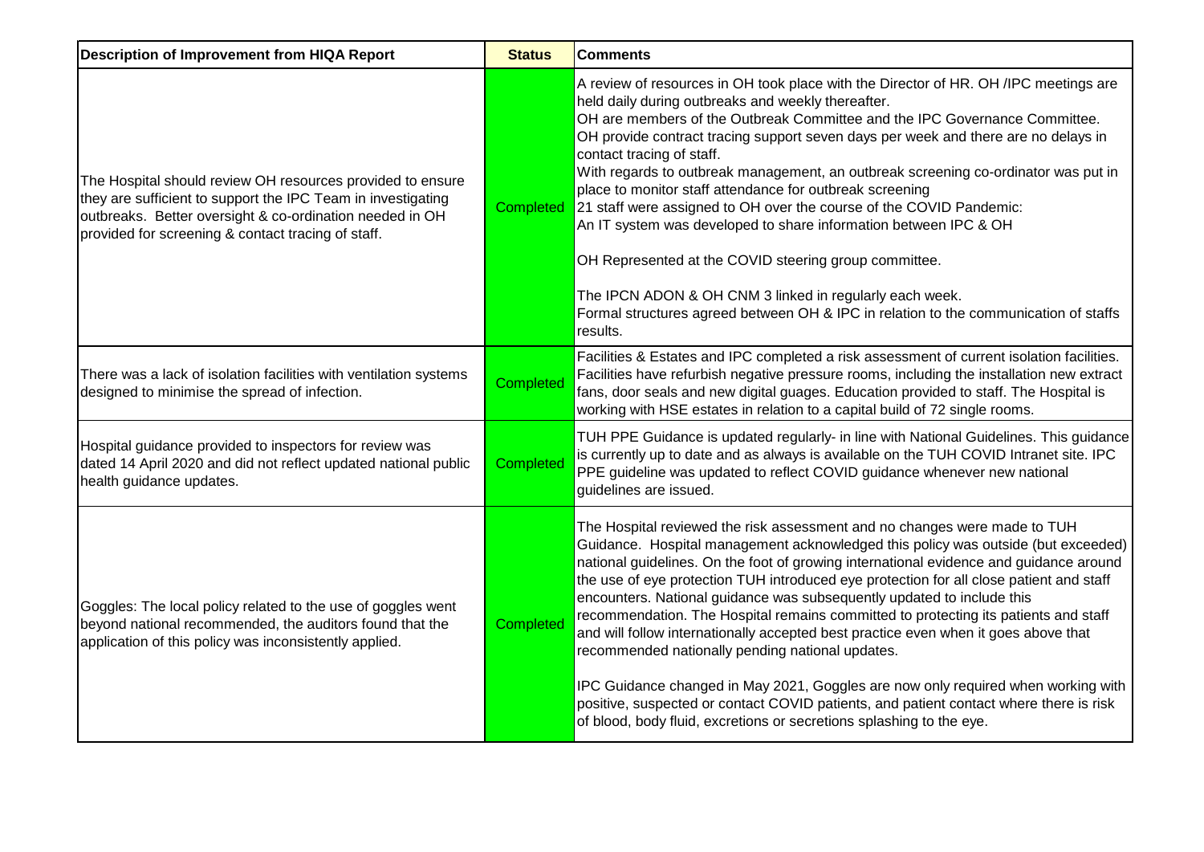| Description of Improvement from HIQA Report | Status | Comments |
|---|---|---|
| The Hospital should review OH resources provided to ensure they are sufficient to support the IPC Team in investigating outbreaks. Better oversight & co-ordination needed in OH provided for screening & contact tracing of staff. | Completed | A review of resources in OH took place with the Director of HR. OH /IPC meetings are held daily during outbreaks and weekly thereafter. OH are members of the Outbreak Committee and the IPC Governance Committee. OH provide contract tracing support seven days per week and there are no delays in contact tracing of staff. With regards to outbreak management, an outbreak screening co-ordinator was put in place to monitor staff attendance for outbreak screening 21 staff were assigned to OH over the course of the COVID Pandemic: An IT system was developed to share information between IPC & OH<br><br>OH Represented at the COVID steering group committee.<br><br>The IPCN ADON & OH CNM 3 linked in regularly each week. Formal structures agreed between OH & IPC in relation to the communication of staffs results. |
| There was a lack of isolation facilities with ventilation systems designed to minimise the spread of infection. | Completed | Facilities & Estates and IPC completed a risk assessment of current isolation facilities. Facilities have refurbish negative pressure rooms, including the installation new extract fans, door seals and new digital guages. Education provided to staff. The Hospital is working with HSE estates in relation to a capital build of 72 single rooms. |
| Hospital guidance provided to inspectors for review was dated 14 April 2020 and did not reflect updated national public health guidance updates. | Completed | TUH PPE Guidance is updated regularly- in line with National Guidelines. This guidance is currently up to date and as always is available on the TUH COVID Intranet site. IPC PPE guideline was updated to reflect COVID guidance whenever new national guidelines are issued. |
| Goggles: The local policy related to the use of goggles went beyond national recommended, the auditors found that the application of this policy was inconsistently applied. | Completed | The Hospital reviewed the risk assessment and no changes were made to TUH Guidance. Hospital management acknowledged this policy was outside (but exceeded) national guidelines. On the foot of growing international evidence and guidance around the use of eye protection TUH introduced eye protection for all close patient and staff encounters. National guidance was subsequently updated to include this recommendation. The Hospital remains committed to protecting its patients and staff and will follow internationally accepted best practice even when it goes above that recommended nationally pending national updates.<br><br>IPC Guidance changed in May 2021, Goggles are now only required when working with positive, suspected or contact COVID patients, and patient contact where there is risk of blood, body fluid, excretions or secretions splashing to the eye. |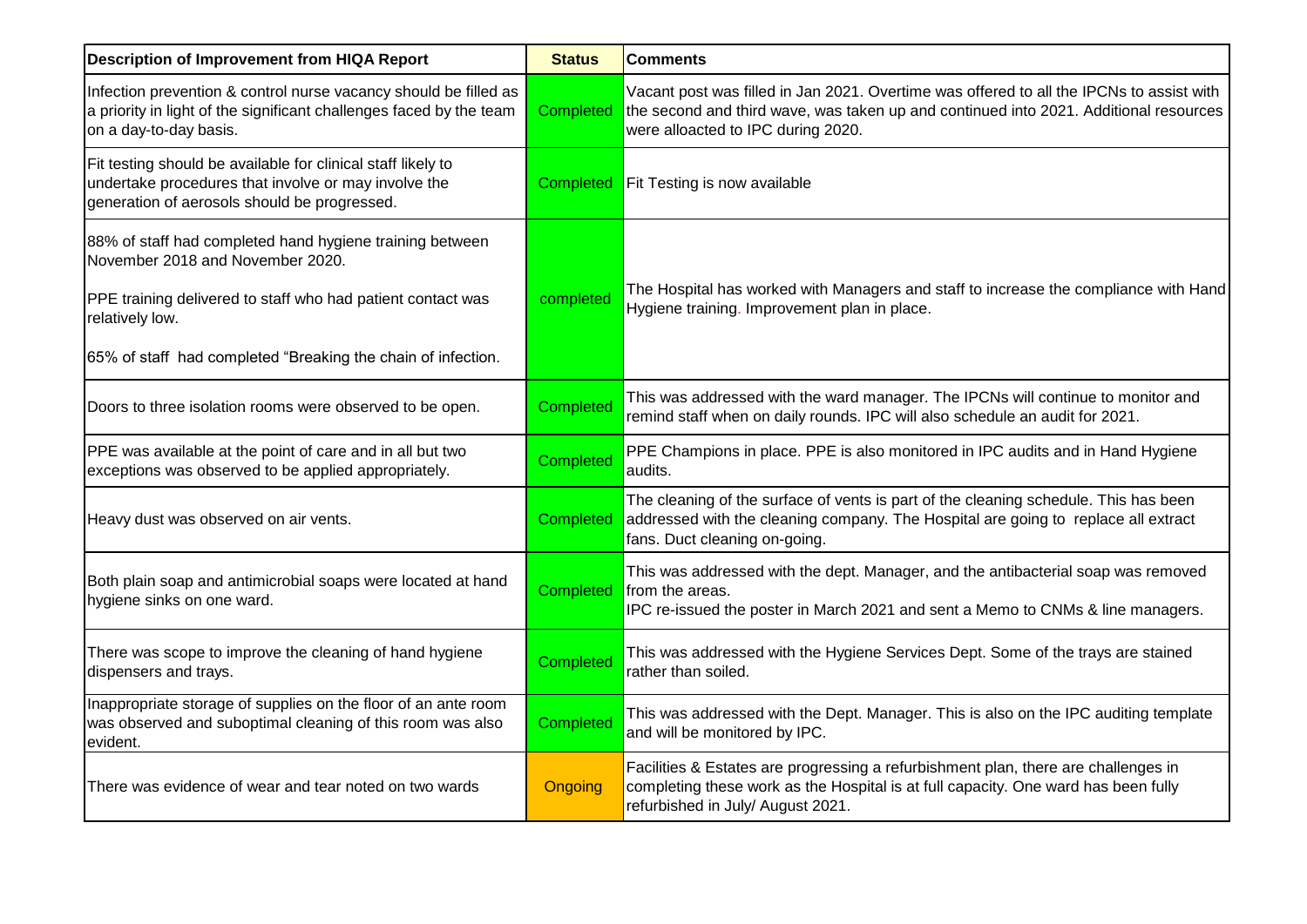| Description of Improvement from HIQA Report | Status | Comments |
|---|---|---|
| Infection prevention & control nurse vacancy should be filled as a priority in light of the significant challenges faced by the team on a day-to-day basis. | Completed | Vacant post was filled in Jan 2021. Overtime was offered to all the IPCNs to assist with the second and third wave, was taken up and continued into 2021. Additional resources were alloacted to IPC during 2020. |
| Fit testing should be available for clinical staff likely to undertake procedures that involve or may involve the generation of aerosols should be progressed. | Completed | Fit Testing is now available |
| 88% of staff had completed hand hygiene training between November 2018 and November 2020.<br><br>PPE training delivered to staff who had patient contact was relatively low.<br><br>65% of staff had completed "Breaking the chain of infection. | completed | The Hospital has worked with Managers and staff to increase the compliance with Hand Hygiene training. Improvement plan in place. |
| Doors to three isolation rooms were observed to be open. | Completed | This was addressed with the ward manager. The IPCNs will continue to monitor and remind staff when on daily rounds. IPC will also schedule an audit for 2021. |
| PPE was available at the point of care and in all but two exceptions was observed to be applied appropriately. | Completed | PPE Champions in place. PPE is also monitored in IPC audits and in Hand Hygiene audits. |
| Heavy dust was observed on air vents. | Completed | The cleaning of the surface of vents is part of the cleaning schedule. This has been addressed with the cleaning company. The Hospital are going to replace all extract fans. Duct cleaning on-going. |
| Both plain soap and antimicrobial soaps were located at hand hygiene sinks on one ward. | Completed | This was addressed with the dept. Manager, and the antibacterial soap was removed from the areas.<br>IPC re-issued the poster in March 2021 and sent a Memo to CNMs & line managers. |
| There was scope to improve the cleaning of hand hygiene dispensers and trays. | Completed | This was addressed with the Hygiene Services Dept. Some of the trays are stained rather than soiled. |
| Inappropriate storage of supplies on the floor of an ante room was observed and suboptimal cleaning of this room was also evident. | Completed | This was addressed with the Dept. Manager. This is also on the IPC auditing template and will be monitored by IPC. |
| There was evidence of wear and tear noted on two wards | Ongoing | Facilities & Estates are progressing a refurbishment plan, there are challenges in completing these work as the Hospital is at full capacity. One ward has been fully refurbished in July/ August 2021. |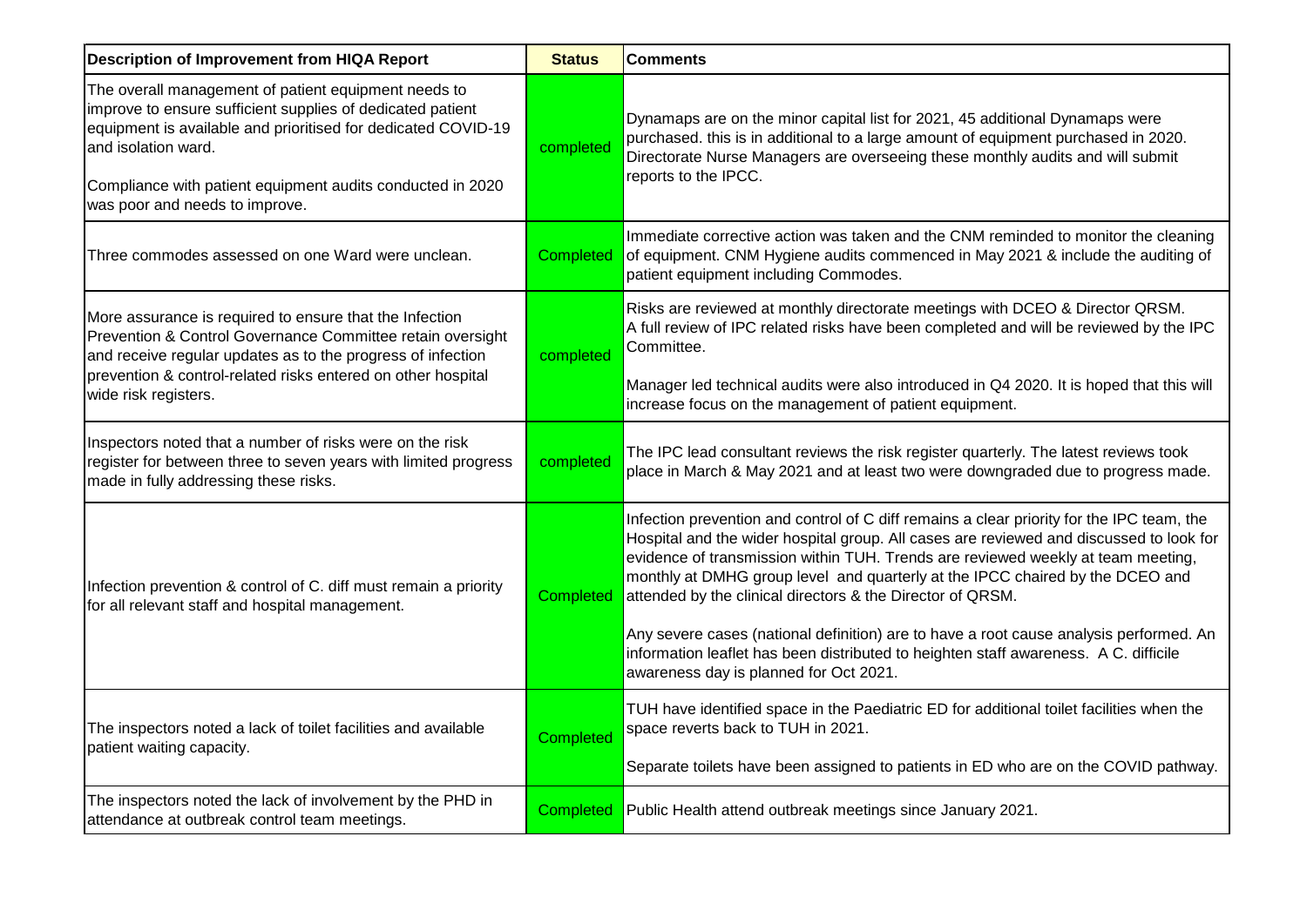| Description of Improvement from HIQA Report | Status | Comments |
|---|---|---|
| The overall management of patient equipment needs to improve to ensure sufficient supplies of dedicated patient equipment is available and prioritised for dedicated COVID-19 and isolation ward.<br><br>Compliance with patient equipment audits conducted in 2020 was poor and needs to improve. | completed | Dynamaps are on the minor capital list for 2021, 45 additional Dynamaps were purchased. this is in additional to a large amount of equipment purchased in 2020. Directorate Nurse Managers are overseeing these monthly audits and will submit reports to the IPCC. |
| Three commodes assessed on one Ward were unclean. | Completed | Immediate corrective action was taken and the CNM reminded to monitor the cleaning of equipment. CNM Hygiene audits commenced in May 2021 & include the auditing of patient equipment including Commodes. |
| More assurance is required to ensure that the Infection Prevention & Control Governance Committee retain oversight and receive regular updates as to the progress of infection prevention & control-related risks entered on other hospital wide risk registers. | completed | Risks are reviewed at monthly directorate meetings with DCEO & Director QRSM.<br>A full review of IPC related risks have been completed and will be reviewed by the IPC Committee.<br><br>Manager led technical audits were also introduced in Q4 2020. It is hoped that this will increase focus on the management of patient equipment. |
| Inspectors noted that a number of risks were on the risk register for between three to seven years with limited progress made in fully addressing these risks. | completed | The IPC lead consultant reviews the risk register quarterly. The latest reviews took place in March & May 2021 and at least two were downgraded due to progress made. |
| Infection prevention & control of C. diff must remain a priority for all relevant staff and hospital management. | Completed | Infection prevention and control of C diff remains a clear priority for the IPC team, the Hospital and the wider hospital group. All cases are reviewed and discussed to look for evidence of transmission within TUH. Trends are reviewed weekly at team meeting, monthly at DMHG group level and quarterly at the IPCC chaired by the DCEO and attended by the clinical directors & the Director of QRSM.<br><br>Any severe cases (national definition) are to have a root cause analysis performed. An information leaflet has been distributed to heighten staff awareness. A C. difficile awareness day is planned for Oct 2021. |
| The inspectors noted a lack of toilet facilities and available patient waiting capacity. | Completed | TUH have identified space in the Paediatric ED for additional toilet facilities when the space reverts back to TUH in 2021.<br><br>Separate toilets have been assigned to patients in ED who are on the COVID pathway. |
| The inspectors noted the lack of involvement by the PHD in attendance at outbreak control team meetings. | Completed | Public Health attend outbreak meetings since January 2021. |